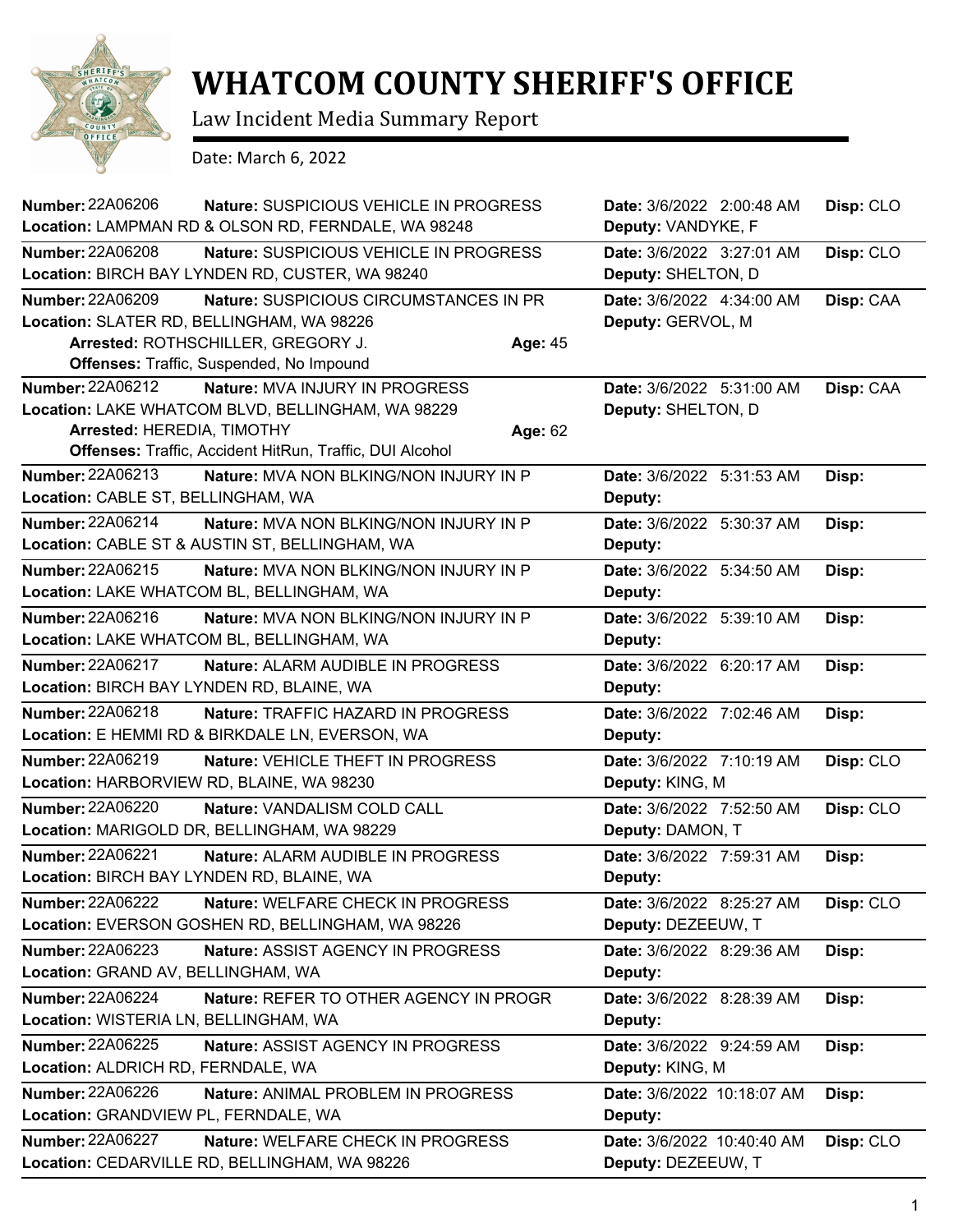# WHATCOM COUNTY SHERIFF'S OFFICE

Law Incident Media Summary Report

Date: March 6, 2022

**Number:** 22A06206 **Nature:** SUSPICIOUS VEHICLE IN PROGRESS **Date:** 3/6/2022 2:00:48 AM **Disp:** CLO
**Location:** LAMPMAN RD & OLSON RD, FERNDALE, WA 98248 **Deputy:** VANDYKE, F

---

**Number:** 22A06208 **Nature:** SUSPICIOUS VEHICLE IN PROGRESS **Date:** 3/6/2022 3:27:01 AM **Disp:** CLO
**Location:** BIRCH BAY LYNDEN RD, CUSTER, WA 98240 **Deputy:** SHELTON, D

---

**Number:** 22A06209 **Nature:** SUSPICIOUS CIRCUMSTANCES IN PR **Date:** 3/6/2022 4:34:00 AM **Disp:** CAA
**Location:** SLATER RD, BELLINGHAM, WA 98226 **Deputy:** GERVOL, M
**Arrested:** ROTHSCHILLER, GREGORY J. **Age:** 45
**Offenses:** Traffic, Suspended, No Impound

---

**Number:** 22A06212 **Nature:** MVA INJURY IN PROGRESS **Date:** 3/6/2022 5:31:00 AM **Disp:** CAA
**Location:** LAKE WHATCOM BLVD, BELLINGHAM, WA 98229 **Deputy:** SHELTON, D
**Arrested:** HEREDIA, TIMOTHY **Age:** 62
**Offenses:** Traffic, Accident HitRun, Traffic, DUI Alcohol

---

**Number:** 22A06213 **Nature:** MVA NON BLKING/NON INJURY IN P **Date:** 3/6/2022 5:31:53 AM **Disp:**
**Location:** CABLE ST, BELLINGHAM, WA **Deputy:**

---

**Number:** 22A06214 **Nature:** MVA NON BLKING/NON INJURY IN P **Date:** 3/6/2022 5:30:37 AM **Disp:**
**Location:** CABLE ST & AUSTIN ST, BELLINGHAM, WA **Deputy:**

---

**Number:** 22A06215 **Nature:** MVA NON BLKING/NON INJURY IN P **Date:** 3/6/2022 5:34:50 AM **Disp:**
**Location:** LAKE WHATCOM BL, BELLINGHAM, WA **Deputy:**

---

**Number:** 22A06216 **Nature:** MVA NON BLKING/NON INJURY IN P **Date:** 3/6/2022 5:39:10 AM **Disp:**
**Location:** LAKE WHATCOM BL, BELLINGHAM, WA **Deputy:**

---

**Number:** 22A06217 **Nature:** ALARM AUDIBLE IN PROGRESS **Date:** 3/6/2022 6:20:17 AM **Disp:**
**Location:** BIRCH BAY LYNDEN RD, BLAINE, WA **Deputy:**

---

**Number:** 22A06218 **Nature:** TRAFFIC HAZARD IN PROGRESS **Date:** 3/6/2022 7:02:46 AM **Disp:**
**Location:** E HEMMI RD & BIRKDALE LN, EVERSON, WA **Deputy:**

---

**Number:** 22A06219 **Nature:** VEHICLE THEFT IN PROGRESS **Date:** 3/6/2022 7:10:19 AM **Disp:** CLO
**Location:** HARBORVIEW RD, BLAINE, WA 98230 **Deputy:** KING, M

---

**Number:** 22A06220 **Nature:** VANDALISM COLD CALL **Date:** 3/6/2022 7:52:50 AM **Disp:** CLO
**Location:** MARIGOLD DR, BELLINGHAM, WA 98229 **Deputy:** DAMON, T

---

**Number:** 22A06221 **Nature:** ALARM AUDIBLE IN PROGRESS **Date:** 3/6/2022 7:59:31 AM **Disp:**
**Location:** BIRCH BAY LYNDEN RD, BLAINE, WA **Deputy:**

---

**Number:** 22A06222 **Nature:** WELFARE CHECK IN PROGRESS **Date:** 3/6/2022 8:25:27 AM **Disp:** CLO
**Location:** EVERSON GOSHEN RD, BELLINGHAM, WA 98226 **Deputy:** DEZEEUW, T

---

**Number:** 22A06223 **Nature:** ASSIST AGENCY IN PROGRESS **Date:** 3/6/2022 8:29:36 AM **Disp:**
**Location:** GRAND AV, BELLINGHAM, WA **Deputy:**

---

**Number:** 22A06224 **Nature:** REFER TO OTHER AGENCY IN PROGR **Date:** 3/6/2022 8:28:39 AM **Disp:**
**Location:** WISTERIA LN, BELLINGHAM, WA **Deputy:**

---

**Number:** 22A06225 **Nature:** ASSIST AGENCY IN PROGRESS **Date:** 3/6/2022 9:24:59 AM **Disp:**
**Location:** ALDRICH RD, FERNDALE, WA **Deputy:** KING, M

---

**Number:** 22A06226 **Nature:** ANIMAL PROBLEM IN PROGRESS **Date:** 3/6/2022 10:18:07 AM **Disp:**
**Location:** GRANDVIEW PL, FERNDALE, WA **Deputy:**

---

**Number:** 22A06227 **Nature:** WELFARE CHECK IN PROGRESS **Date:** 3/6/2022 10:40:40 AM **Disp:** CLO
**Location:** CEDARVILLE RD, BELLINGHAM, WA 98226 **Deputy:** DEZEEUW, T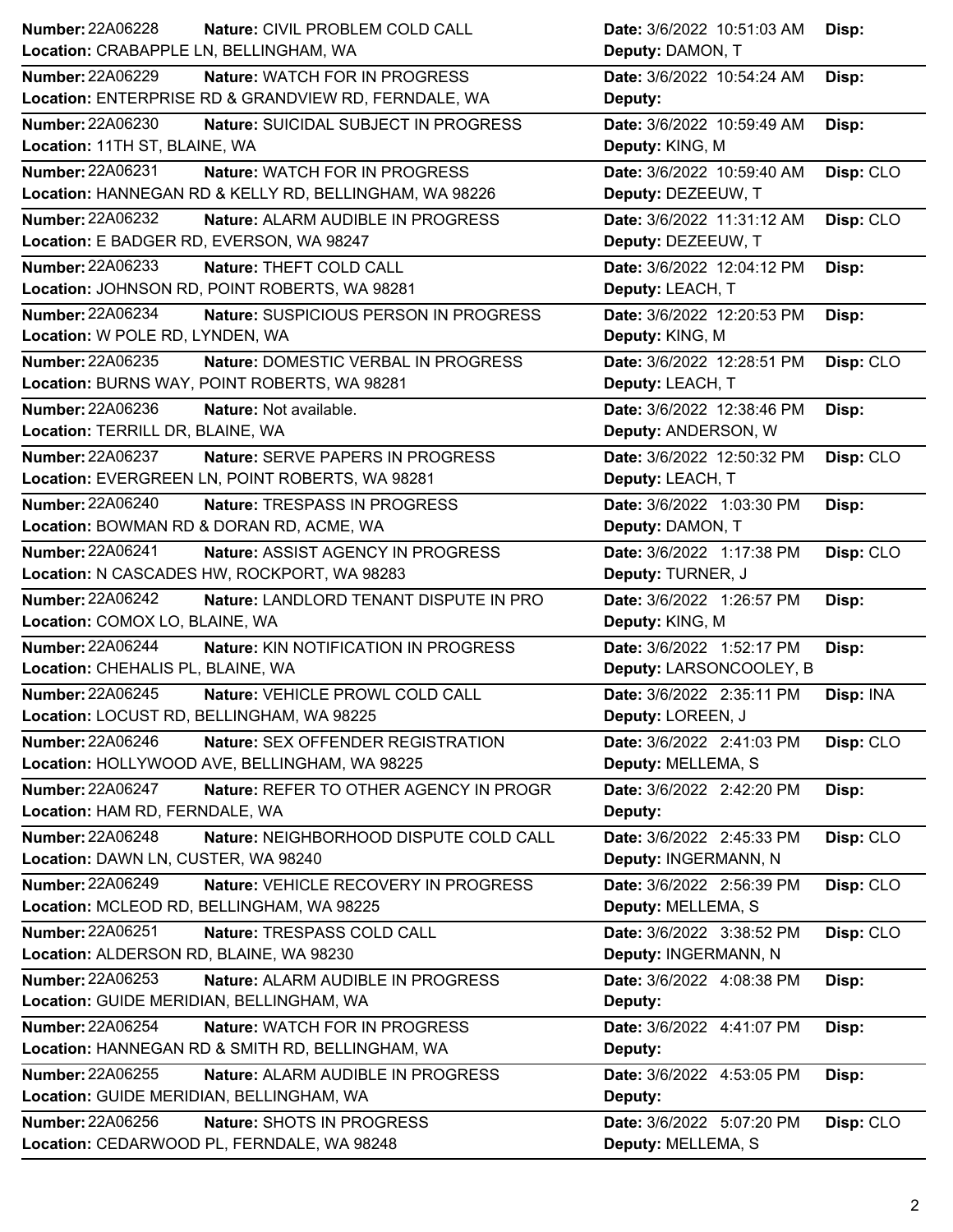| Number | Nature | Location | Date | Deputy | Disp |
|---|---|---|---|---|---|
| 22A06228 | CIVIL PROBLEM COLD CALL | CRABAPPLE LN, BELLINGHAM, WA | 3/6/2022 10:51:03 AM | DAMON, T | |
| 22A06229 | WATCH FOR IN PROGRESS | ENTERPRISE RD & GRANDVIEW RD, FERNDALE, WA | 3/6/2022 10:54:24 AM | | |
| 22A06230 | SUICIDAL SUBJECT IN PROGRESS | 11TH ST, BLAINE, WA | 3/6/2022 10:59:49 AM | KING, M | |
| 22A06231 | WATCH FOR IN PROGRESS | HANNEGAN RD & KELLY RD, BELLINGHAM, WA 98226 | 3/6/2022 10:59:40 AM | DEZEEUW, T | CLO |
| 22A06232 | ALARM AUDIBLE IN PROGRESS | E BADGER RD, EVERSON, WA 98247 | 3/6/2022 11:31:12 AM | DEZEEUW, T | CLO |
| 22A06233 | THEFT COLD CALL | JOHNSON RD, POINT ROBERTS, WA 98281 | 3/6/2022 12:04:12 PM | LEACH, T | |
| 22A06234 | SUSPICIOUS PERSON IN PROGRESS | W POLE RD, LYNDEN, WA | 3/6/2022 12:20:53 PM | KING, M | |
| 22A06235 | DOMESTIC VERBAL IN PROGRESS | BURNS WAY, POINT ROBERTS, WA 98281 | 3/6/2022 12:28:51 PM | LEACH, T | CLO |
| 22A06236 | Not available. | TERRILL DR, BLAINE, WA | 3/6/2022 12:38:46 PM | ANDERSON, W | |
| 22A06237 | SERVE PAPERS IN PROGRESS | EVERGREEN LN, POINT ROBERTS, WA 98281 | 3/6/2022 12:50:32 PM | LEACH, T | CLO |
| 22A06240 | TRESPASS IN PROGRESS | BOWMAN RD & DORAN RD, ACME, WA | 3/6/2022 1:03:30 PM | DAMON, T | |
| 22A06241 | ASSIST AGENCY IN PROGRESS | N CASCADES HW, ROCKPORT, WA 98283 | 3/6/2022 1:17:38 PM | TURNER, J | CLO |
| 22A06242 | LANDLORD TENANT DISPUTE IN PRO | COMOX LO, BLAINE, WA | 3/6/2022 1:26:57 PM | KING, M | |
| 22A06244 | KIN NOTIFICATION IN PROGRESS | CHEHALIS PL, BLAINE, WA | 3/6/2022 1:52:17 PM | LARSONCOOLEY, B | |
| 22A06245 | VEHICLE PROWL COLD CALL | LOCUST RD, BELLINGHAM, WA 98225 | 3/6/2022 2:35:11 PM | LOREEN, J | INA |
| 22A06246 | SEX OFFENDER REGISTRATION | HOLLYWOOD AVE, BELLINGHAM, WA 98225 | 3/6/2022 2:41:03 PM | MELLEMA, S | CLO |
| 22A06247 | REFER TO OTHER AGENCY IN PROGR | HAM RD, FERNDALE, WA | 3/6/2022 2:42:20 PM | | |
| 22A06248 | NEIGHBORHOOD DISPUTE COLD CALL | DAWN LN, CUSTER, WA 98240 | 3/6/2022 2:45:33 PM | INGERMANN, N | CLO |
| 22A06249 | VEHICLE RECOVERY IN PROGRESS | MCLEOD RD, BELLINGHAM, WA 98225 | 3/6/2022 2:56:39 PM | MELLEMA, S | CLO |
| 22A06251 | TRESPASS COLD CALL | ALDERSON RD, BLAINE, WA 98230 | 3/6/2022 3:38:52 PM | INGERMANN, N | CLO |
| 22A06253 | ALARM AUDIBLE IN PROGRESS | GUIDE MERIDIAN, BELLINGHAM, WA | 3/6/2022 4:08:38 PM | | |
| 22A06254 | WATCH FOR IN PROGRESS | HANNEGAN RD & SMITH RD, BELLINGHAM, WA | 3/6/2022 4:41:07 PM | | |
| 22A06255 | ALARM AUDIBLE IN PROGRESS | GUIDE MERIDIAN, BELLINGHAM, WA | 3/6/2022 4:53:05 PM | | |
| 22A06256 | SHOTS IN PROGRESS | CEDARWOOD PL, FERNDALE, WA 98248 | 3/6/2022 5:07:20 PM | MELLEMA, S | CLO |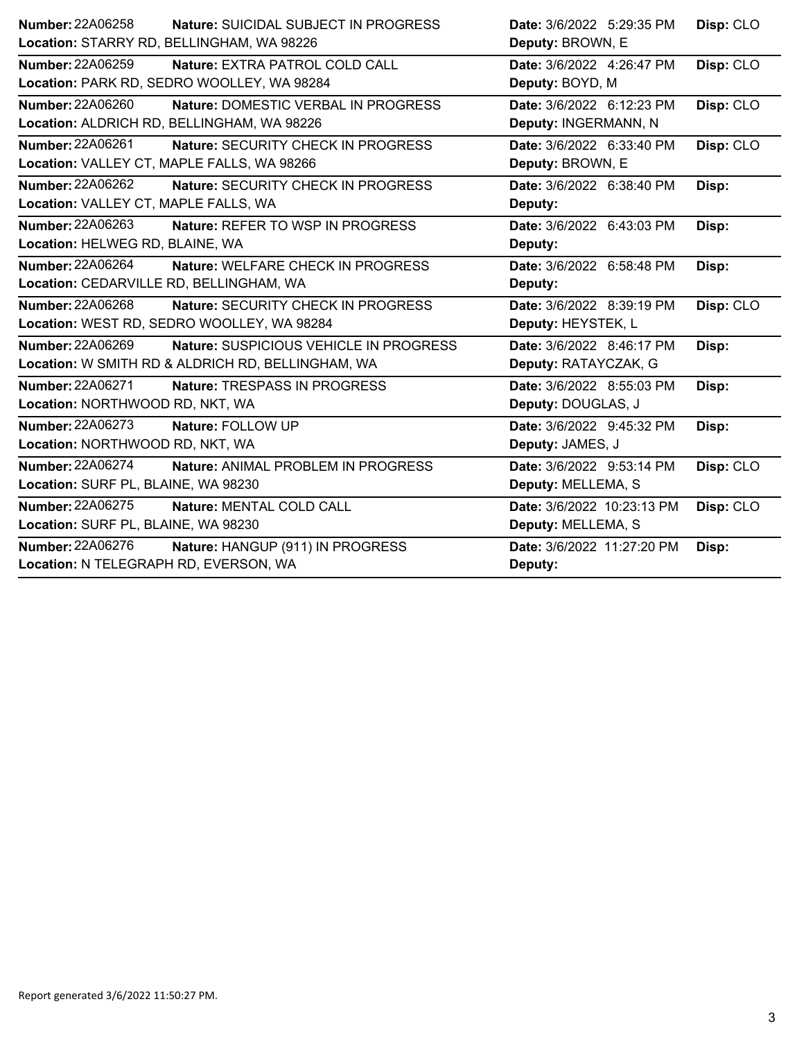**Number:** 22A06258 **Nature:** SUICIDAL SUBJECT IN PROGRESS **Date:** 3/6/2022 5:29:35 PM **Disp:** CLO
**Location:** STARRY RD, BELLINGHAM, WA 98226 **Deputy:** BROWN, E

**Number:** 22A06259 **Nature:** EXTRA PATROL COLD CALL **Date:** 3/6/2022 4:26:47 PM **Disp:** CLO
**Location:** PARK RD, SEDRO WOOLLEY, WA 98284 **Deputy:** BOYD, M

**Number:** 22A06260 **Nature:** DOMESTIC VERBAL IN PROGRESS **Date:** 3/6/2022 6:12:23 PM **Disp:** CLO
**Location:** ALDRICH RD, BELLINGHAM, WA 98226 **Deputy:** INGERMANN, N

**Number:** 22A06261 **Nature:** SECURITY CHECK IN PROGRESS **Date:** 3/6/2022 6:33:40 PM **Disp:** CLO
**Location:** VALLEY CT, MAPLE FALLS, WA 98266 **Deputy:** BROWN, E

**Number:** 22A06262 **Nature:** SECURITY CHECK IN PROGRESS **Date:** 3/6/2022 6:38:40 PM **Disp:**
**Location:** VALLEY CT, MAPLE FALLS, WA **Deputy:**

**Number:** 22A06263 **Nature:** REFER TO WSP IN PROGRESS **Date:** 3/6/2022 6:43:03 PM **Disp:**
**Location:** HELWEG RD, BLAINE, WA **Deputy:**

**Number:** 22A06264 **Nature:** WELFARE CHECK IN PROGRESS **Date:** 3/6/2022 6:58:48 PM **Disp:**
**Location:** CEDARVILLE RD, BELLINGHAM, WA **Deputy:**

**Number:** 22A06268 **Nature:** SECURITY CHECK IN PROGRESS **Date:** 3/6/2022 8:39:19 PM **Disp:** CLO
**Location:** WEST RD, SEDRO WOOLLEY, WA 98284 **Deputy:** HEYSTEK, L

**Number:** 22A06269 **Nature:** SUSPICIOUS VEHICLE IN PROGRESS **Date:** 3/6/2022 8:46:17 PM **Disp:**
**Location:** W SMITH RD & ALDRICH RD, BELLINGHAM, WA **Deputy:** RATAYCZAK, G

**Number:** 22A06271 **Nature:** TRESPASS IN PROGRESS **Date:** 3/6/2022 8:55:03 PM **Disp:**
**Location:** NORTHWOOD RD, NKT, WA **Deputy:** DOUGLAS, J

**Number:** 22A06273 **Nature:** FOLLOW UP **Date:** 3/6/2022 9:45:32 PM **Disp:**
**Location:** NORTHWOOD RD, NKT, WA **Deputy:** JAMES, J

**Number:** 22A06274 **Nature:** ANIMAL PROBLEM IN PROGRESS **Date:** 3/6/2022 9:53:14 PM **Disp:** CLO
**Location:** SURF PL, BLAINE, WA 98230 **Deputy:** MELLEMA, S

**Number:** 22A06275 **Nature:** MENTAL COLD CALL **Date:** 3/6/2022 10:23:13 PM **Disp:** CLO
**Location:** SURF PL, BLAINE, WA 98230 **Deputy:** MELLEMA, S

**Number:** 22A06276 **Nature:** HANGUP (911) IN PROGRESS **Date:** 3/6/2022 11:27:20 PM **Disp:**
**Location:** N TELEGRAPH RD, EVERSON, WA **Deputy:**

Report generated 3/6/2022 11:50:27 PM.